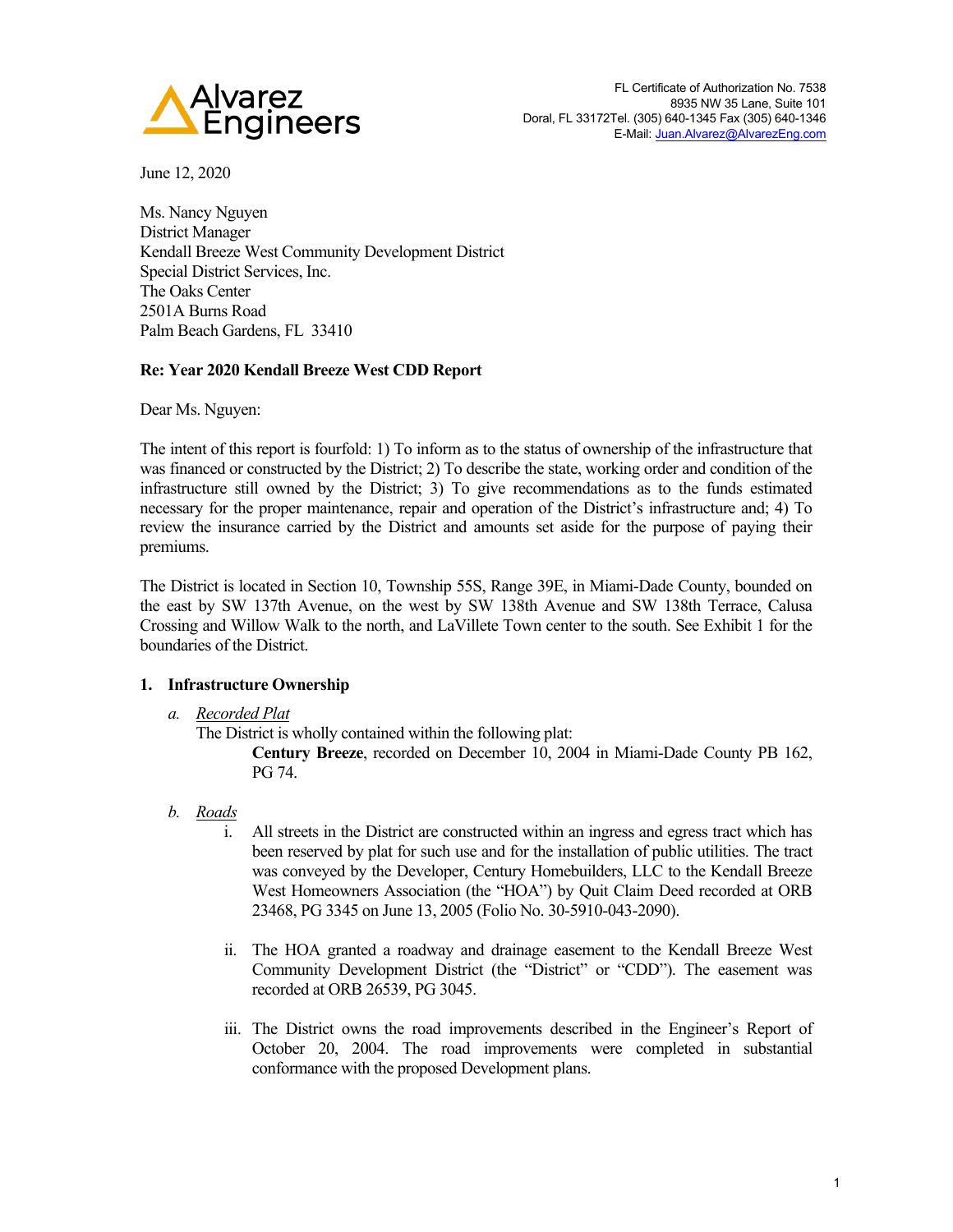Alvarez Engineers

FL Certificate of Authorization No. 7538
8935 NW 35 Lane, Suite 101
Doral, FL 33172Tel. (305) 640-1345 Fax (305) 640-1346
E-Mail: Juan.Alvarez@AlvarezEng.com

June 12, 2020

Ms. Nancy Nguyen
District Manager
Kendall Breeze West Community Development District
Special District Services, Inc.
The Oaks Center
2501A Burns Road
Palm Beach Gardens, FL 33410

**Re: Year 2020 Kendall Breeze West CDD Report**

Dear Ms. Nguyen:

The intent of this report is fourfold: 1) To inform as to the status of ownership of the infrastructure that was financed or constructed by the District; 2) To describe the state, working order and condition of the infrastructure still owned by the District; 3) To give recommendations as to the funds estimated necessary for the proper maintenance, repair and operation of the District's infrastructure and; 4) To review the insurance carried by the District and amounts set aside for the purpose of paying their premiums.

The District is located in Section 10, Township 55S, Range 39E, in Miami-Dade County, bounded on the east by SW 137th Avenue, on the west by SW 138th Avenue and SW 138th Terrace, Calusa Crossing and Willow Walk to the north, and LaVillete Town center to the south. See Exhibit 1 for the boundaries of the District.

## 1. Infrastructure Ownership

*a.* <u>*Recorded Plat*</u>

The District is wholly contained within the following plat:

**Century Breeze**, recorded on December 10, 2004 in Miami-Dade County PB 162, PG 74.

*b.* <u>*Roads*</u>

i. All streets in the District are constructed within an ingress and egress tract which has been reserved by plat for such use and for the installation of public utilities. The tract was conveyed by the Developer, Century Homebuilders, LLC to the Kendall Breeze West Homeowners Association (the "HOA") by Quit Claim Deed recorded at ORB 23468, PG 3345 on June 13, 2005 (Folio No. 30-5910-043-2090).

ii. The HOA granted a roadway and drainage easement to the Kendall Breeze West Community Development District (the "District" or "CDD"). The easement was recorded at ORB 26539, PG 3045.

iii. The District owns the road improvements described in the Engineer's Report of October 20, 2004. The road improvements were completed in substantial conformance with the proposed Development plans.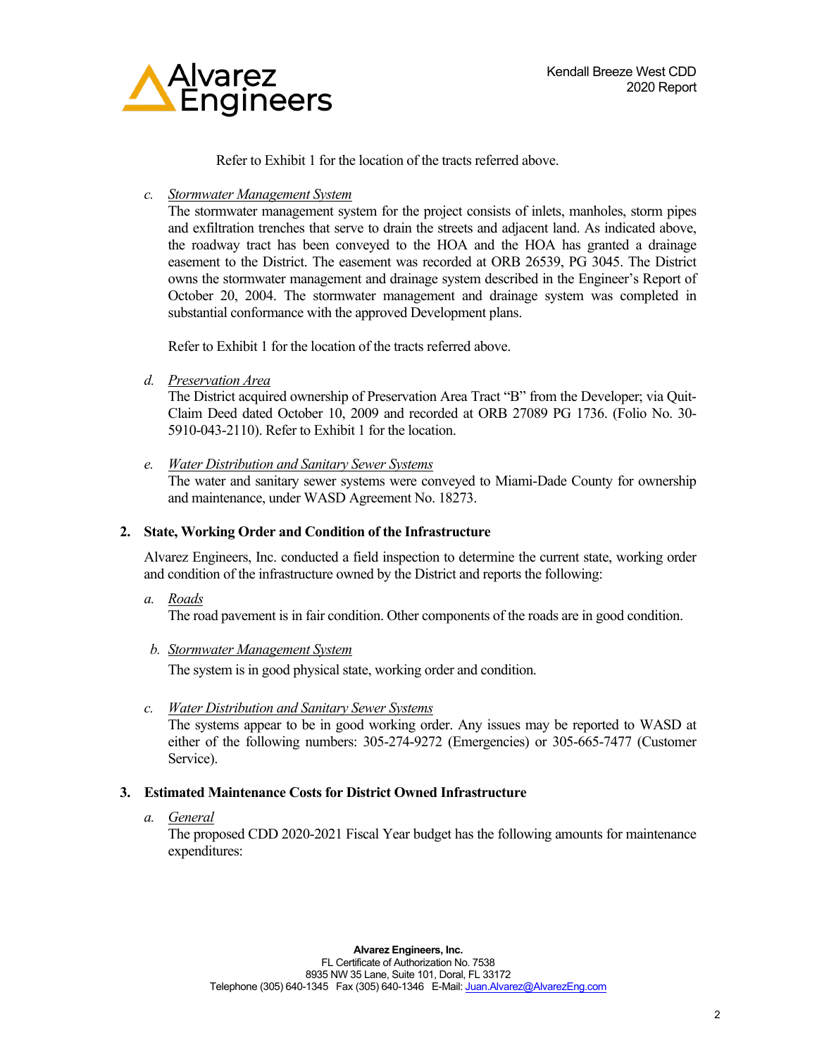Refer to Exhibit 1 for the location of the tracts referred above.

c. *Stormwater Management System*
The stormwater management system for the project consists of inlets, manholes, storm pipes and exfiltration trenches that serve to drain the streets and adjacent land. As indicated above, the roadway tract has been conveyed to the HOA and the HOA has granted a drainage easement to the District. The easement was recorded at ORB 26539, PG 3045. The District owns the stormwater management and drainage system described in the Engineer's Report of October 20, 2004. The stormwater management and drainage system was completed in substantial conformance with the approved Development plans.

Refer to Exhibit 1 for the location of the tracts referred above.

d. *Preservation Area*
The District acquired ownership of Preservation Area Tract "B" from the Developer; via Quit-Claim Deed dated October 10, 2009 and recorded at ORB 27089 PG 1736. (Folio No. 30-5910-043-2110). Refer to Exhibit 1 for the location.

e. *Water Distribution and Sanitary Sewer Systems*
The water and sanitary sewer systems were conveyed to Miami-Dade County for ownership and maintenance, under WASD Agreement No. 18273.

## 2. State, Working Order and Condition of the Infrastructure

Alvarez Engineers, Inc. conducted a field inspection to determine the current state, working order and condition of the infrastructure owned by the District and reports the following:

a. *Roads*
The road pavement is in fair condition. Other components of the roads are in good condition.

b. *Stormwater Management System*
The system is in good physical state, working order and condition.

c. *Water Distribution and Sanitary Sewer Systems*
The systems appear to be in good working order. Any issues may be reported to WASD at either of the following numbers: 305-274-9272 (Emergencies) or 305-665-7477 (Customer Service).

## 3. Estimated Maintenance Costs for District Owned Infrastructure

a. *General*
The proposed CDD 2020-2021 Fiscal Year budget has the following amounts for maintenance expenditures: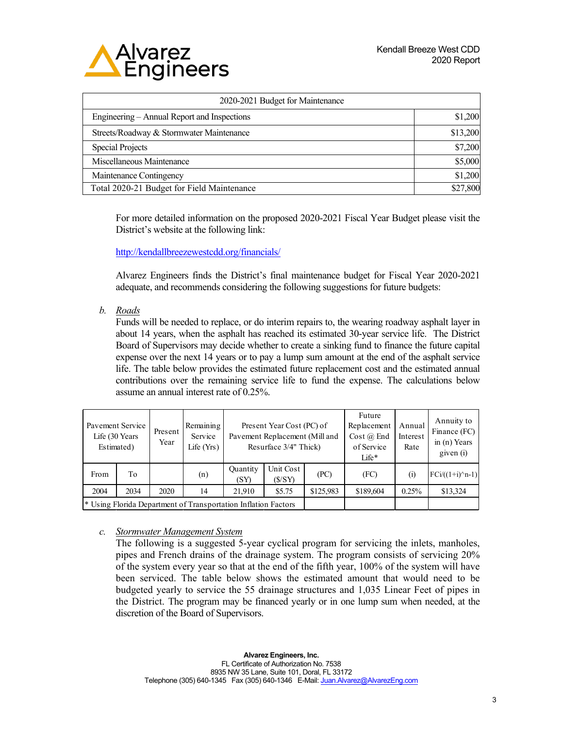| 2020-2021 Budget for Maintenance | |
|---|---|
| Engineering – Annual Report and Inspections | $1,200 |
| Streets/Roadway & Stormwater Maintenance | $13,200 |
| Special Projects | $7,200 |
| Miscellaneous Maintenance | $5,000 |
| Maintenance Contingency | $1,200 |
| Total 2020-21 Budget for Field Maintenance | $27,800 |

For more detailed information on the proposed 2020-2021 Fiscal Year Budget please visit the District's website at the following link:

http://kendallbreezewestcdd.org/financials/

Alvarez Engineers finds the District's final maintenance budget for Fiscal Year 2020-2021 adequate, and recommends considering the following suggestions for future budgets:

b. *Roads*

Funds will be needed to replace, or do interim repairs to, the wearing roadway asphalt layer in about 14 years, when the asphalt has reached its estimated 30-year service life. The District Board of Supervisors may decide whether to create a sinking fund to finance the future capital expense over the next 14 years or to pay a lump sum amount at the end of the asphalt service life. The table below provides the estimated future replacement cost and the estimated annual contributions over the remaining service life to fund the expense. The calculations below assume an annual interest rate of 0.25%.

| Pavement Service Life (30 Years Estimated) | | Present Year | Remaining Service Life (Yrs) | Present Year Cost (PC) of Pavement Replacement (Mill and Resurface 3/4" Thick) | | | Future Replacement Cost @ End of Service Life* | Annual Interest Rate | Annuity to Finance (FC) in (n) Years given (i) |
|---|---|---|---|---|---|---|---|---|---|
| From | To | | (n) | Quantity (SY) | Unit Cost ($/SY) | (PC) | (FC) | (i) | FCi/((1+i)^n-1) |
| 2004 | 2034 | 2020 | 14 | 21,910 | $5.75 | $125,983 | $189,604 | 0.25% | $13,324 |
| * Using Florida Department of Transportation Inflation Factors | | | | | | | | | |

c. *Stormwater Management System*

The following is a suggested 5-year cyclical program for servicing the inlets, manholes, pipes and French drains of the drainage system. The program consists of servicing 20% of the system every year so that at the end of the fifth year, 100% of the system will have been serviced. The table below shows the estimated amount that would need to be budgeted yearly to service the 55 drainage structures and 1,035 Linear Feet of pipes in the District. The program may be financed yearly or in one lump sum when needed, at the discretion of the Board of Supervisors.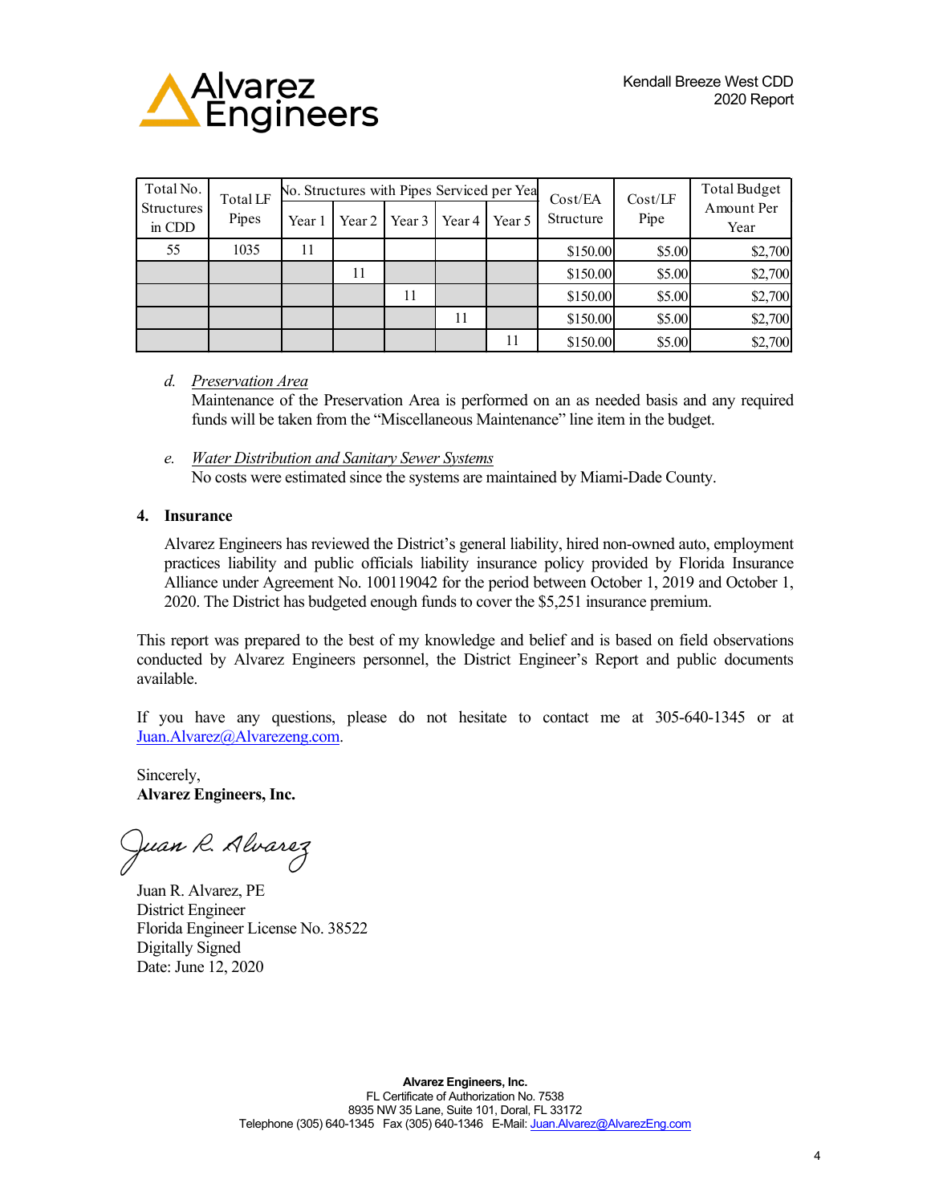| Total No. Structures in CDD | Total LF Pipes | No. Structures with Pipes Serviced per Year | | | | | Cost/EA Structure | Cost/LF Pipe | Total Budget Amount Per Year |
|---|---|---|---|---|---|---|---|---|---|
| | | Year 1 | Year 2 | Year 3 | Year 4 | Year 5 | | | |
| 55 | 1035 | 11 | | | | | $150.00 | $5.00 | $2,700 |
| | | | 11 | | | | $150.00 | $5.00 | $2,700 |
| | | | | 11 | | | $150.00 | $5.00 | $2,700 |
| | | | | | 11 | | $150.00 | $5.00 | $2,700 |
| | | | | | | 11 | $150.00 | $5.00 | $2,700 |

d. *Preservation Area*
Maintenance of the Preservation Area is performed on an as needed basis and any required funds will be taken from the "Miscellaneous Maintenance" line item in the budget.

e. *Water Distribution and Sanitary Sewer Systems*
No costs were estimated since the systems are maintained by Miami-Dade County.

**4. Insurance**

Alvarez Engineers has reviewed the District's general liability, hired non-owned auto, employment practices liability and public officials liability insurance policy provided by Florida Insurance Alliance under Agreement No. 100119042 for the period between October 1, 2019 and October 1, 2020. The District has budgeted enough funds to cover the $5,251 insurance premium.

This report was prepared to the best of my knowledge and belief and is based on field observations conducted by Alvarez Engineers personnel, the District Engineer's Report and public documents available.

If you have any questions, please do not hesitate to contact me at 305-640-1345 or at Juan.Alvarez@Alvarezeng.com.

Sincerely,
**Alvarez Engineers, Inc.**

Juan R. Alvarez

Juan R. Alvarez, PE
District Engineer
Florida Engineer License No. 38522
Digitally Signed
Date: June 12, 2020

**Alvarez Engineers, Inc.**
FL Certificate of Authorization No. 7538
8935 NW 35 Lane, Suite 101, Doral, FL 33172
Telephone (305) 640-1345 Fax (305) 640-1346 E-Mail: Juan.Alvarez@AlvarezEng.com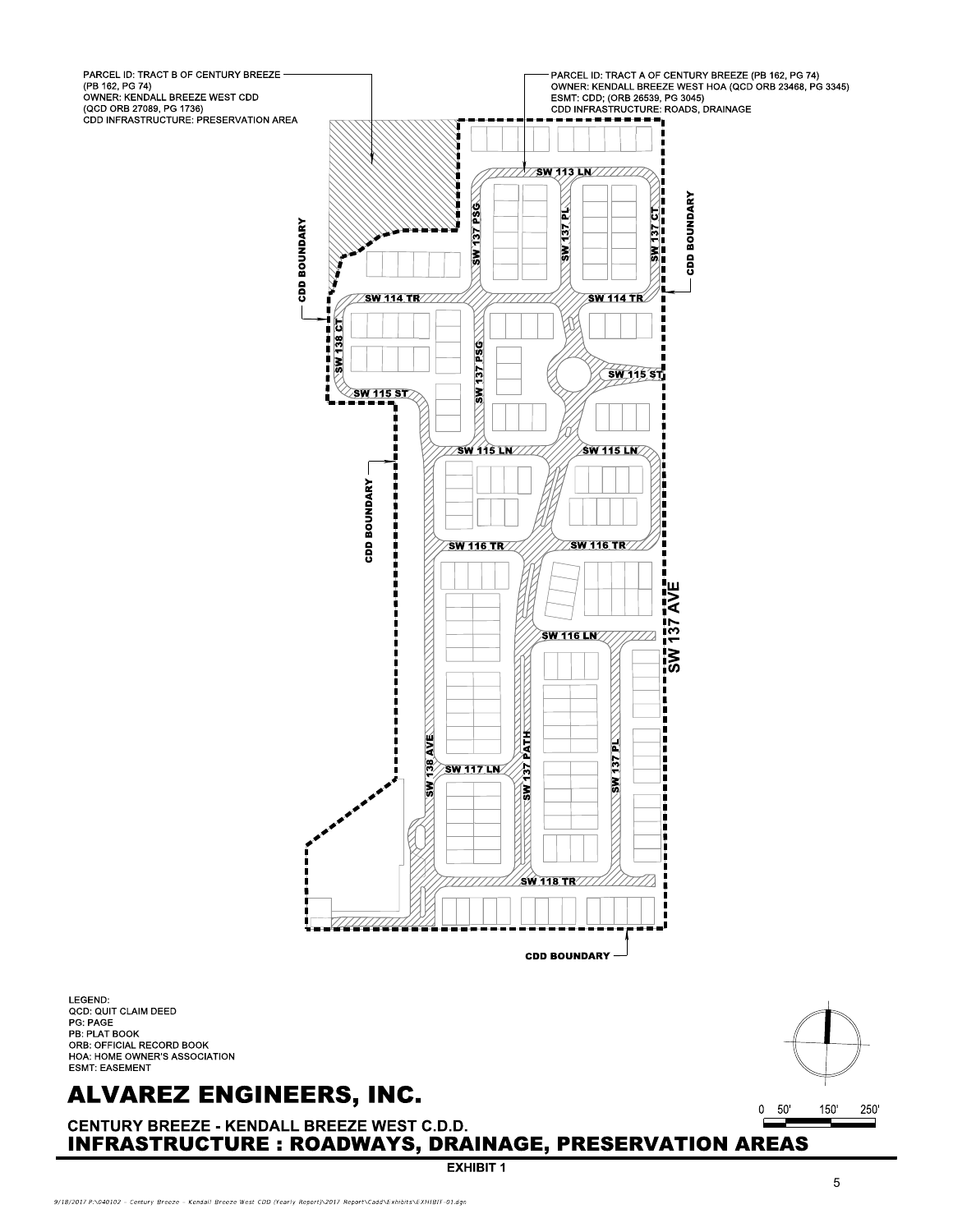PARCEL ID: TRACT B OF CENTURY BREEZE
(PB 162, PG 74)
OWNER: KENDALL BREEZE WEST CDD
(QCD ORB 27089, PG 1736)
CDD INFRASTRUCTURE: PRESERVATION AREA

PARCEL ID: TRACT A OF CENTURY BREEZE (PB 162, PG 74)
OWNER: KENDALL BREEZE WEST HOA (QCD ORB 23468, PG 3345)
ESMT: CDD; (ORB 26539, PG 3045)
CDD INFRASTRUCTURE: ROADS, DRAINAGE

SW 113 LN
SW 137 PSG
SW 137 PL
SW 137 CT
CDD BOUNDARY
CDD BOUNDARY
SW 114 TR
SW 114 TR
SW 138 CT
SW 137 PSG
SW 115 ST
SW 115 ST
SW 115 LN
SW 115 LN
CDD BOUNDARY
SW 116 TR
SW 116 TR
SW 137 AVE
SW 116 LN
SW 138 AVE
SW 117 LN
SW 137 PATH
SW 137 PL
SW 118 TR
CDD BOUNDARY

LEGEND:
QCD: QUIT CLAIM DEED
PG: PAGE
PB: PLAT BOOK
ORB: OFFICIAL RECORD BOOK
HOA: HOME OWNER'S ASSOCIATION
ESMT: EASEMENT

0 50' 150' 250'

# ALVAREZ ENGINEERS, INC.

CENTURY BREEZE - KENDALL BREEZE WEST C.D.D.

## INFRASTRUCTURE : ROADWAYS, DRAINAGE, PRESERVATION AREAS

EXHIBIT 1

9/18/2017 P:\040102 - Century Breeze - Kendall Breeze West CDD (Yearly Report)\2017 Report\Cadd\Exhibits\EXHIBIT-01.dgn